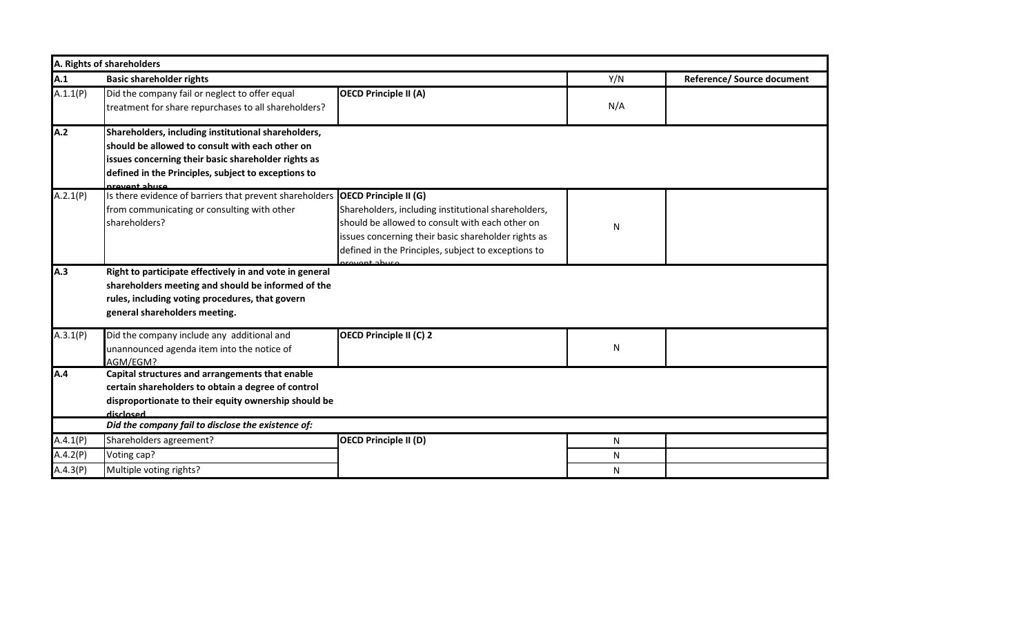| A. Rights of shareholders | | | | |
|---|---|---|---|---|
| **A.1** | **Basic shareholder rights** | | Y/N | **Reference/ Source document** |
| A.1.1(P) | Did the company fail or neglect to offer equal treatment for share repurchases to all shareholders? | **OECD Principle II (A)** | N/A | |
| **A.2** | **Shareholders, including institutional shareholders, should be allowed to consult with each other on issues concerning their basic shareholder rights as defined in the Principles, subject to exceptions to prevent abuse.** | | | |
| A.2.1(P) | Is there evidence of barriers that prevent shareholders from communicating or consulting with other shareholders? | **OECD Principle II (G)** Shareholders, including institutional shareholders, should be allowed to consult with each other on issues concerning their basic shareholder rights as defined in the Principles, subject to exceptions to prevent abuse. | N | |
| **A.3** | **Right to participate effectively in and vote in general shareholders meeting and should be informed of the rules, including voting procedures, that govern general shareholders meeting.** | | | |
| A.3.1(P) | Did the company include any additional and unannounced agenda item into the notice of AGM/EGM? | **OECD Principle II (C) 2** | N | |
| **A.4** | **Capital structures and arrangements that enable certain shareholders to obtain a degree of control disproportionate to their equity ownership should be disclosed.** | | | |
| | ***Did the company fail to disclose the existence of:*** | | | |
| A.4.1(P) | Shareholders agreement? | **OECD Principle II (D)** | N | |
| A.4.2(P) | Voting cap? | | N | |
| A.4.3(P) | Multiple voting rights? | | N | |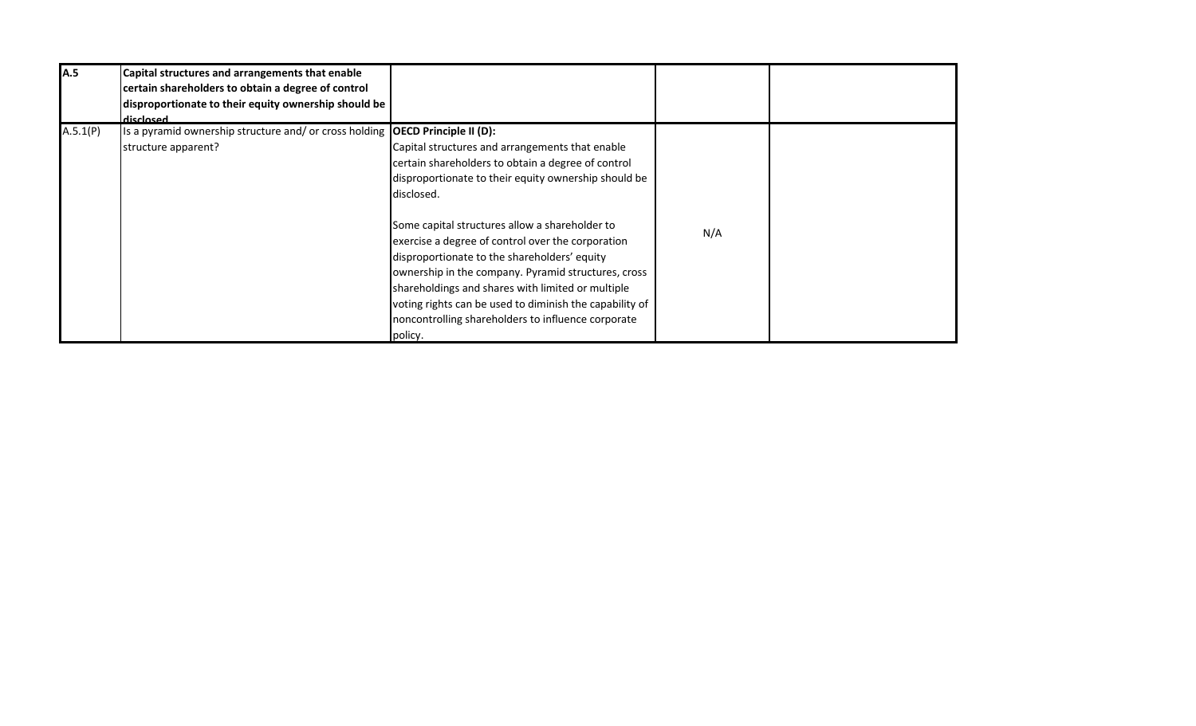| A.5 | **Capital structures and arrangements that enable certain shareholders to obtain a degree of control disproportionate to their equity ownership should be disclosed** | | | |
|---|---|---|---|---|
| A.5.1(P) | Is a pyramid ownership structure and/ or cross holding structure apparent? | **OECD Principle II (D):**<br>Capital structures and arrangements that enable certain shareholders to obtain a degree of control disproportionate to their equity ownership should be disclosed.<br><br>Some capital structures allow a shareholder to exercise a degree of control over the corporation disproportionate to the shareholders' equity ownership in the company. Pyramid structures, cross shareholdings and shares with limited or multiple voting rights can be used to diminish the capability of noncontrolling shareholders to influence corporate policy. | N/A | |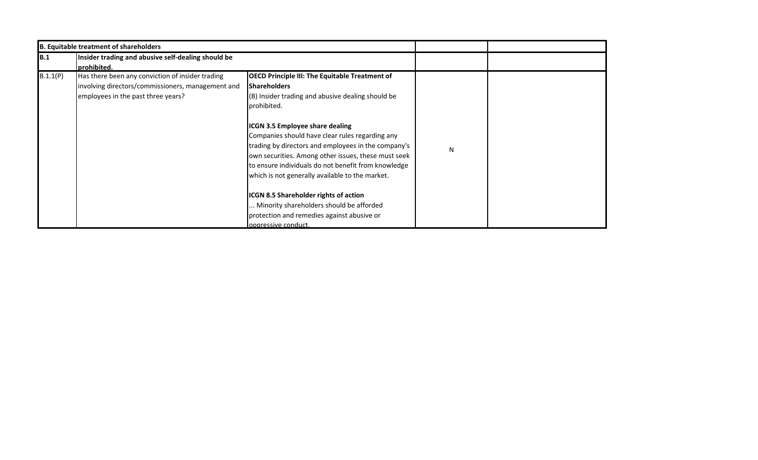| B. Equitable treatment of shareholders | | | | |
|---|---|---|---|---|
| **B.1** | **Insider trading and abusive self-dealing should be prohibited.** | | | |
| B.1.1(P) | Has there been any conviction of insider trading involving directors/commissioners, management and employees in the past three years? | **OECD Principle III: The Equitable Treatment of Shareholders**<br>(B) Insider trading and abusive dealing should be prohibited.<br><br>**ICGN 3.5 Employee share dealing**<br>Companies should have clear rules regarding any trading by directors and employees in the company's own securities. Among other issues, these must seek to ensure individuals do not benefit from knowledge which is not generally available to the market.<br><br>**ICGN 8.5 Shareholder rights of action**<br>... Minority shareholders should be afforded protection and remedies against abusive or oppressive conduct. | N | |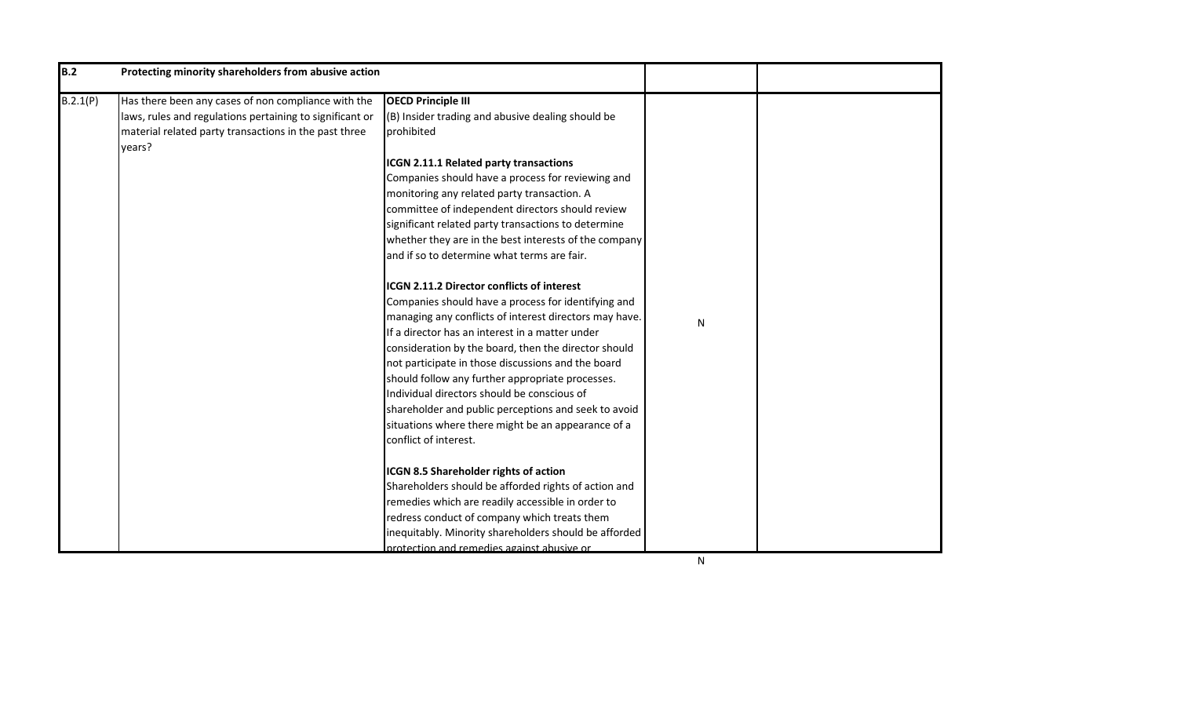| B.2 | Protecting minority shareholders from abusive action | | | |
|---|---|---|---|---|
| B.2.1(P) | Has there been any cases of non compliance with the laws, rules and regulations pertaining to significant or material related party transactions in the past three years? | **OECD Principle III**<br>(B) Insider trading and abusive dealing should be prohibited<br><br>**ICGN 2.11.1 Related party transactions**<br>Companies should have a process for reviewing and monitoring any related party transaction. A committee of independent directors should review significant related party transactions to determine whether they are in the best interests of the company and if so to determine what terms are fair.<br><br>**ICGN 2.11.2 Director conflicts of interest**<br>Companies should have a process for identifying and managing any conflicts of interest directors may have. If a director has an interest in a matter under consideration by the board, then the director should not participate in those discussions and the board should follow any further appropriate processes. Individual directors should be conscious of shareholder and public perceptions and seek to avoid situations where there might be an appearance of a conflict of interest.<br><br>**ICGN 8.5 Shareholder rights of action**<br>Shareholders should be afforded rights of action and remedies which are readily accessible in order to redress conduct of company which treats them inequitably. Minority shareholders should be afforded protection and remedies against abusive or | N | |

N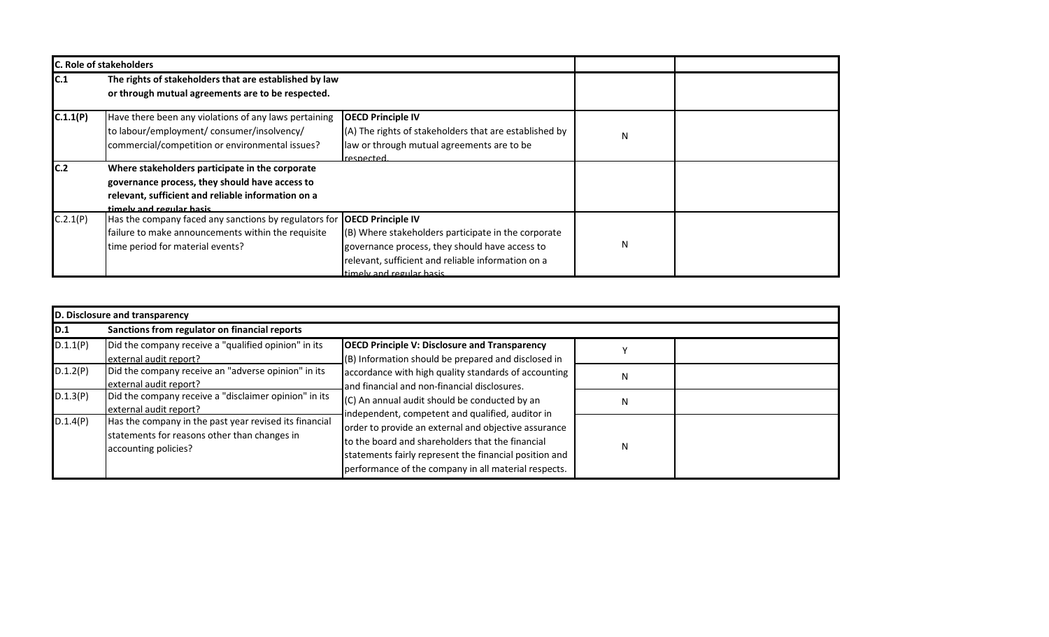| C. Role of stakeholders | | | | |
|---|---|---|---|---|
| **C.1** | **The rights of stakeholders that are established by law or through mutual agreements are to be respected.** | | | |
| **C.1.1(P)** | Have there been any violations of any laws pertaining to labour/employment/ consumer/insolvency/ commercial/competition or environmental issues? | **OECD Principle IV** (A) The rights of stakeholders that are established by law or through mutual agreements are to be respected. | N | |
| **C.2** | **Where stakeholders participate in the corporate governance process, they should have access to relevant, sufficient and reliable information on a timely and regular basis.** | | | |
| C.2.1(P) | Has the company faced any sanctions by regulators for failure to make announcements within the requisite time period for material events? | **OECD Principle IV** (B) Where stakeholders participate in the corporate governance process, they should have access to relevant, sufficient and reliable information on a timely and regular basis. | N | |

| D. Disclosure and transparency | | | | |
|---|---|---|---|---|
| **D.1** | **Sanctions from regulator on financial reports** | | | |
| D.1.1(P) | Did the company receive a "qualified opinion" in its external audit report? | **OECD Principle V: Disclosure and Transparency** (B) Information should be prepared and disclosed in accordance with high quality standards of accounting and financial and non-financial disclosures. (C) An annual audit should be conducted by an independent, competent and qualified, auditor in order to provide an external and objective assurance to the board and shareholders that the financial statements fairly represent the financial position and performance of the company in all material respects. | Y | |
| D.1.2(P) | Did the company receive an "adverse opinion" in its external audit report? | | N | |
| D.1.3(P) | Did the company receive a "disclaimer opinion" in its external audit report? | | N | |
| D.1.4(P) | Has the company in the past year revised its financial statements for reasons other than changes in accounting policies? | | N | |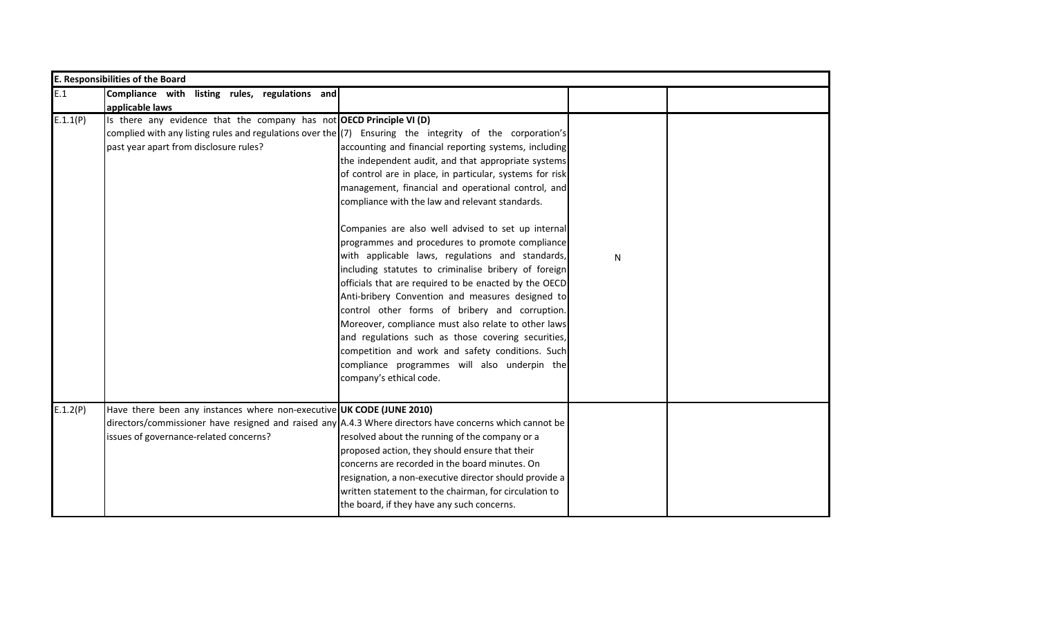| E. Responsibilities of the Board | | | | |
|---|---|---|---|---|
| E.1 | **Compliance with listing rules, regulations and applicable laws** | | | |
| E.1.1(P) | Is there any evidence that the company has not complied with any listing rules and regulations over the past year apart from disclosure rules? | **OECD Principle VI (D)**<br>(7) Ensuring the integrity of the corporation's accounting and financial reporting systems, including the independent audit, and that appropriate systems of control are in place, in particular, systems for risk management, financial and operational control, and compliance with the law and relevant standards.<br><br>Companies are also well advised to set up internal programmes and procedures to promote compliance with applicable laws, regulations and standards, including statutes to criminalise bribery of foreign officials that are required to be enacted by the OECD Anti-bribery Convention and measures designed to control other forms of bribery and corruption. Moreover, compliance must also relate to other laws and regulations such as those covering securities, competition and work and safety conditions. Such compliance programmes will also underpin the company's ethical code. | N | |
| E.1.2(P) | Have there been any instances where non-executive directors/commissioner have resigned and raised any issues of governance-related concerns? | **UK CODE (JUNE 2010)**<br>A.4.3 Where directors have concerns which cannot be resolved about the running of the company or a proposed action, they should ensure that their concerns are recorded in the board minutes. On resignation, a non-executive director should provide a written statement to the chairman, for circulation to the board, if they have any such concerns. | | |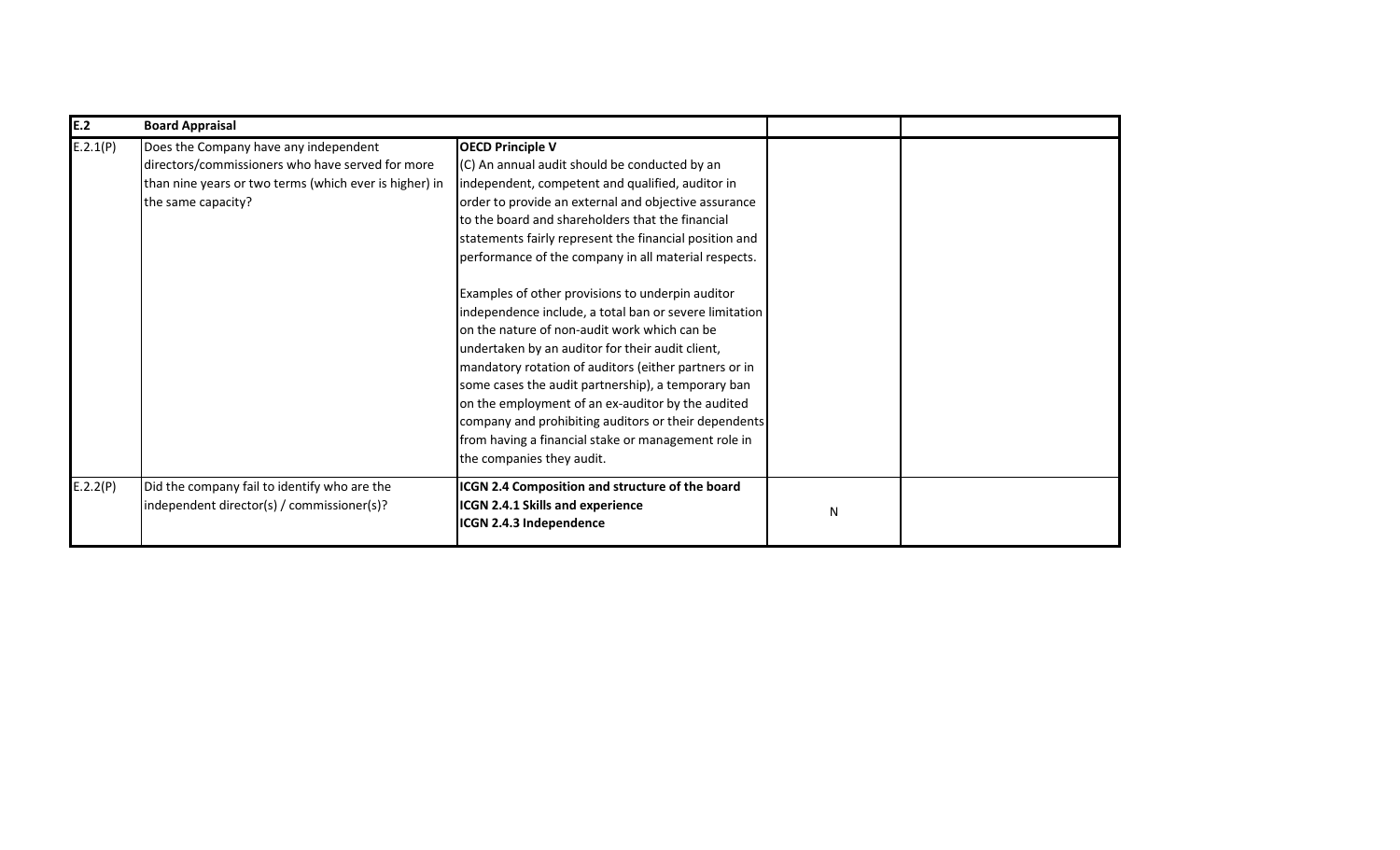| E.2 | **Board Appraisal** | | | |
|---|---|---|---|---|
| E.2.1(P) | Does the Company have any independent directors/commissioners who have served for more than nine years or two terms (which ever is higher) in the same capacity? | **OECD Principle V**<br>(C) An annual audit should be conducted by an independent, competent and qualified, auditor in order to provide an external and objective assurance to the board and shareholders that the financial statements fairly represent the financial position and performance of the company in all material respects.<br><br>Examples of other provisions to underpin auditor independence include, a total ban or severe limitation on the nature of non-audit work which can be undertaken by an auditor for their audit client, mandatory rotation of auditors (either partners or in some cases the audit partnership), a temporary ban on the employment of an ex-auditor by the audited company and prohibiting auditors or their dependents from having a financial stake or management role in the companies they audit. | | |
| E.2.2(P) | Did the company fail to identify who are the independent director(s) / commissioner(s)? | **ICGN 2.4 Composition and structure of the board**<br>**ICGN 2.4.1 Skills and experience**<br>**ICGN 2.4.3 Independence** | N | |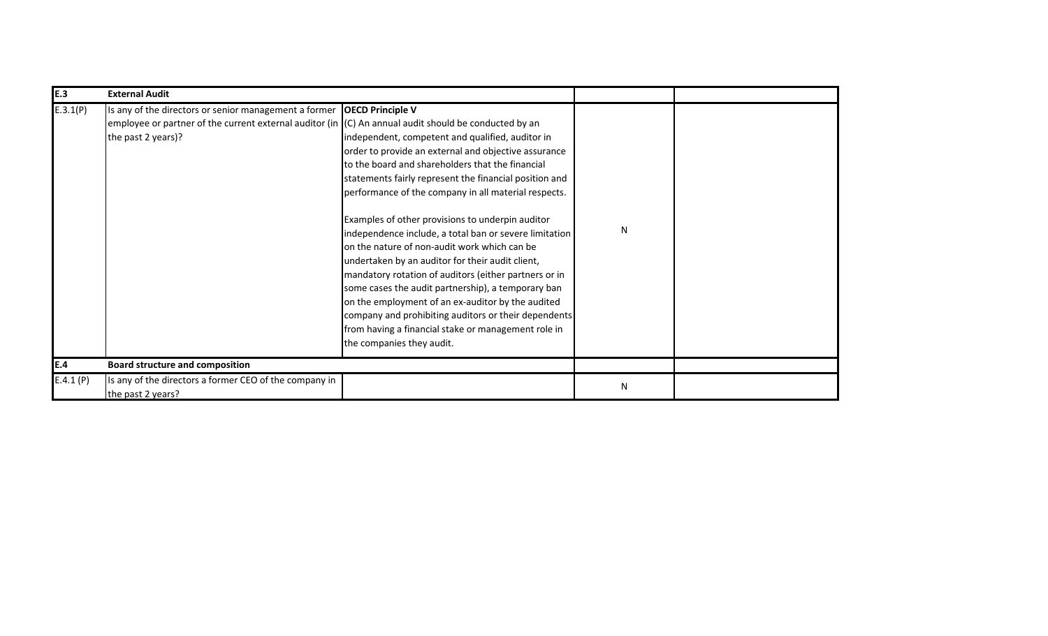| | | | | |
|---|---|---|---|---|
| **E.3** | **External Audit** | | | |
| E.3.1(P) | Is any of the directors or senior management a former employee or partner of the current external auditor (in the past 2 years)? | **OECD Principle V**<br>(C) An annual audit should be conducted by an independent, competent and qualified, auditor in order to provide an external and objective assurance to the board and shareholders that the financial statements fairly represent the financial position and performance of the company in all material respects.<br><br>Examples of other provisions to underpin auditor independence include, a total ban or severe limitation on the nature of non-audit work which can be undertaken by an auditor for their audit client, mandatory rotation of auditors (either partners or in some cases the audit partnership), a temporary ban on the employment of an ex-auditor by the audited company and prohibiting auditors or their dependents from having a financial stake or management role in the companies they audit. | N | |
| **E.4** | **Board structure and composition** | | | |
| E.4.1 (P) | Is any of the directors a former CEO of the company in the past 2 years? | | N | |